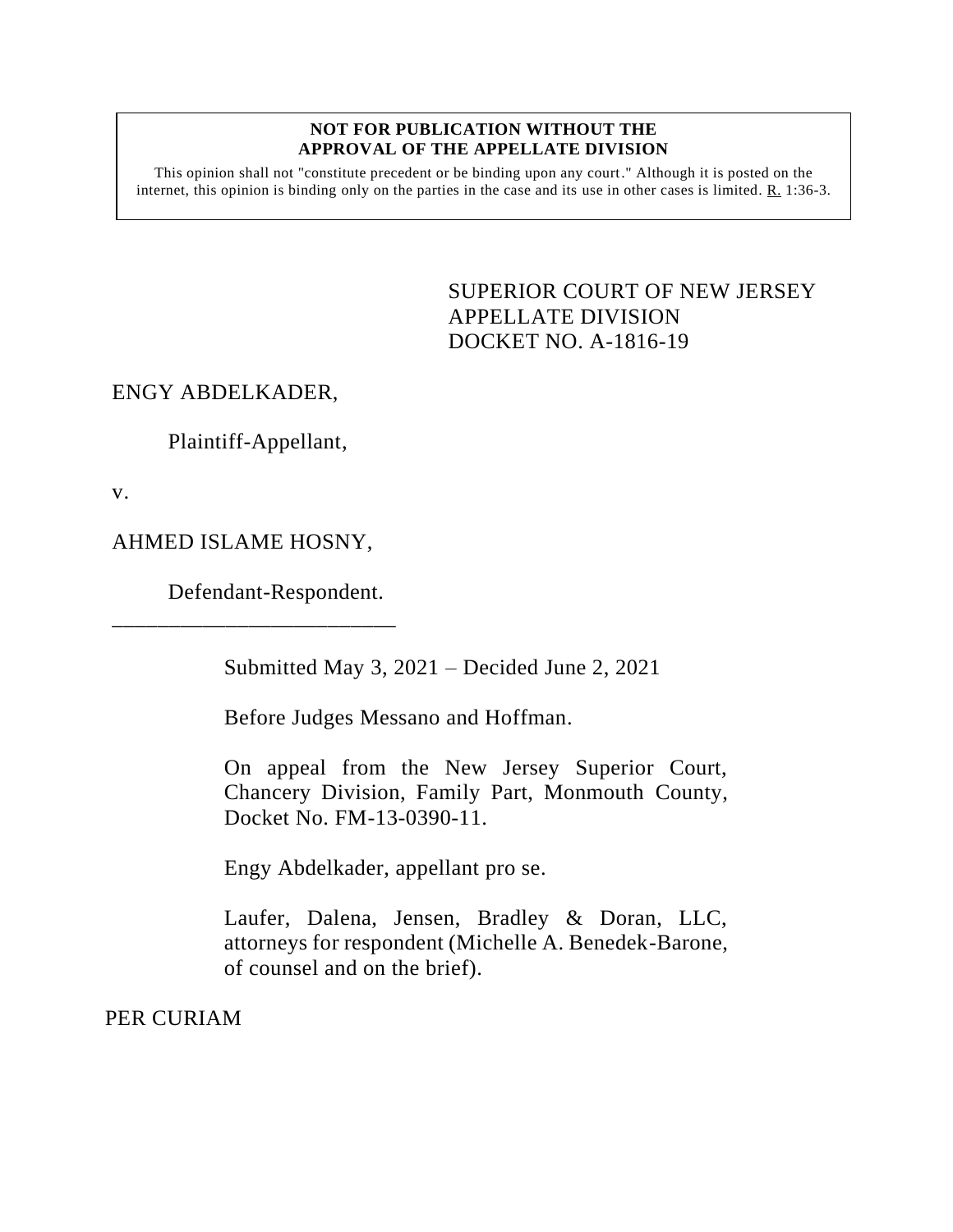**NOT FOR PUBLICATION WITHOUT THE APPROVAL OF THE APPELLATE DIVISION**

This opinion shall not "constitute precedent or be binding upon any court." Although it is posted on the internet, this opinion is binding only on the parties in the case and its use in other cases is limited. R. 1:36-3.

SUPERIOR COURT OF NEW JERSEY
APPELLATE DIVISION
DOCKET NO. A-1816-19

ENGY ABDELKADER,

Plaintiff-Appellant,

v.

AHMED ISLAME HOSNY,

Defendant-Respondent.

\_\_\_\_\_\_\_\_\_\_\_\_\_\_\_\_\_\_\_\_\_\_\_\_\_\_

Submitted May 3, 2021 – Decided June 2, 2021

Before Judges Messano and Hoffman.

On appeal from the New Jersey Superior Court, Chancery Division, Family Part, Monmouth County, Docket No. FM-13-0390-11.

Engy Abdelkader, appellant pro se.

Laufer, Dalena, Jensen, Bradley & Doran, LLC, attorneys for respondent (Michelle A. Benedek-Barone, of counsel and on the brief).

PER CURIAM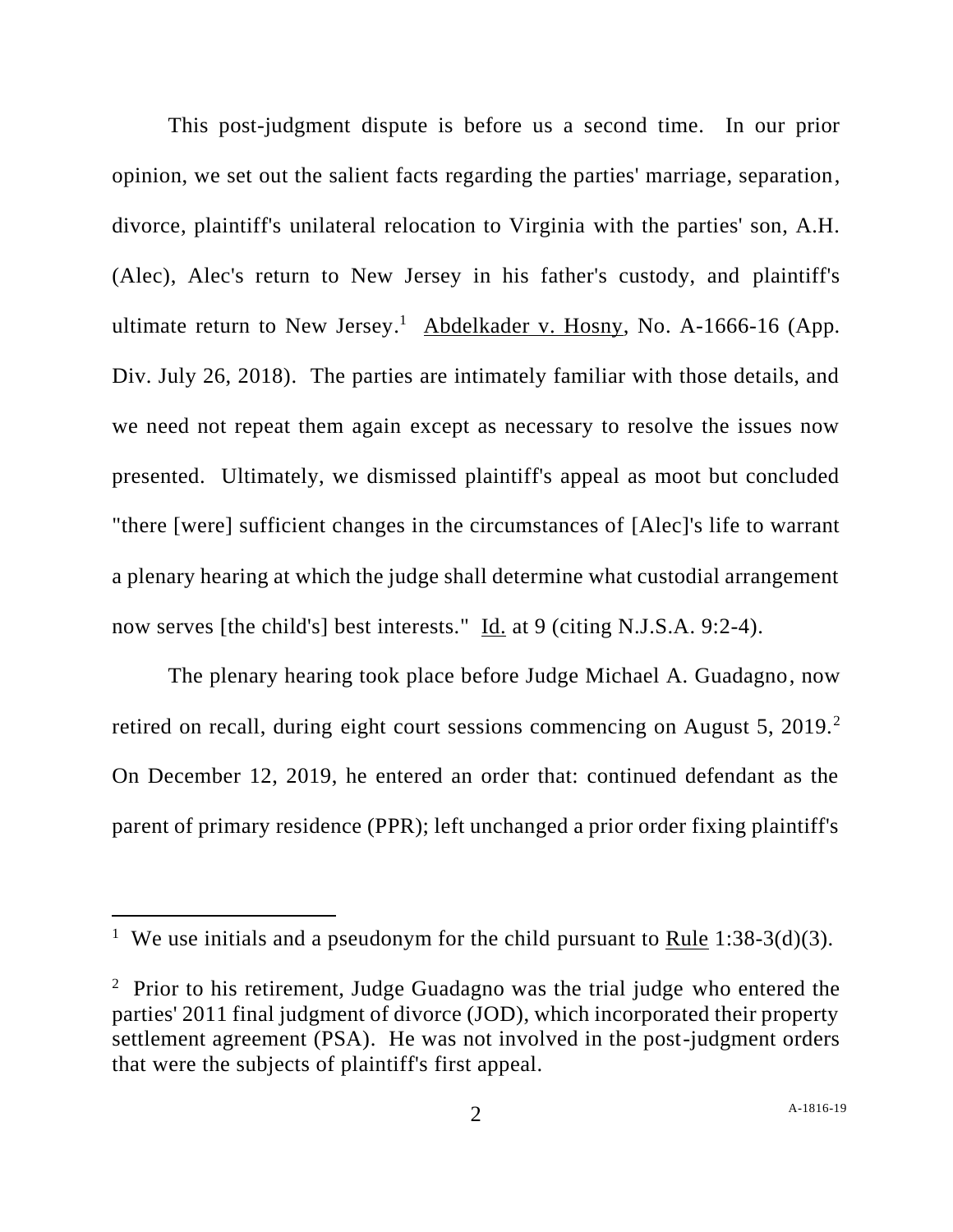This post-judgment dispute is before us a second time. In our prior opinion, we set out the salient facts regarding the parties' marriage, separation, divorce, plaintiff's unilateral relocation to Virginia with the parties' son, A.H. (Alec), Alec's return to New Jersey in his father's custody, and plaintiff's ultimate return to New Jersey.[1] Abdelkader v. Hosny, No. A-1666-16 (App. Div. July 26, 2018). The parties are intimately familiar with those details, and we need not repeat them again except as necessary to resolve the issues now presented. Ultimately, we dismissed plaintiff's appeal as moot but concluded "there [were] sufficient changes in the circumstances of [Alec]'s life to warrant a plenary hearing at which the judge shall determine what custodial arrangement now serves [the child's] best interests." Id. at 9 (citing N.J.S.A. 9:2-4).

The plenary hearing took place before Judge Michael A. Guadagno, now retired on recall, during eight court sessions commencing on August 5, 2019.[2] On December 12, 2019, he entered an order that: continued defendant as the parent of primary residence (PPR); left unchanged a prior order fixing plaintiff's

---

[1] We use initials and a pseudonym for the child pursuant to Rule 1:38-3(d)(3).

[2] Prior to his retirement, Judge Guadagno was the trial judge who entered the parties' 2011 final judgment of divorce (JOD), which incorporated their property settlement agreement (PSA). He was not involved in the post-judgment orders that were the subjects of plaintiff's first appeal.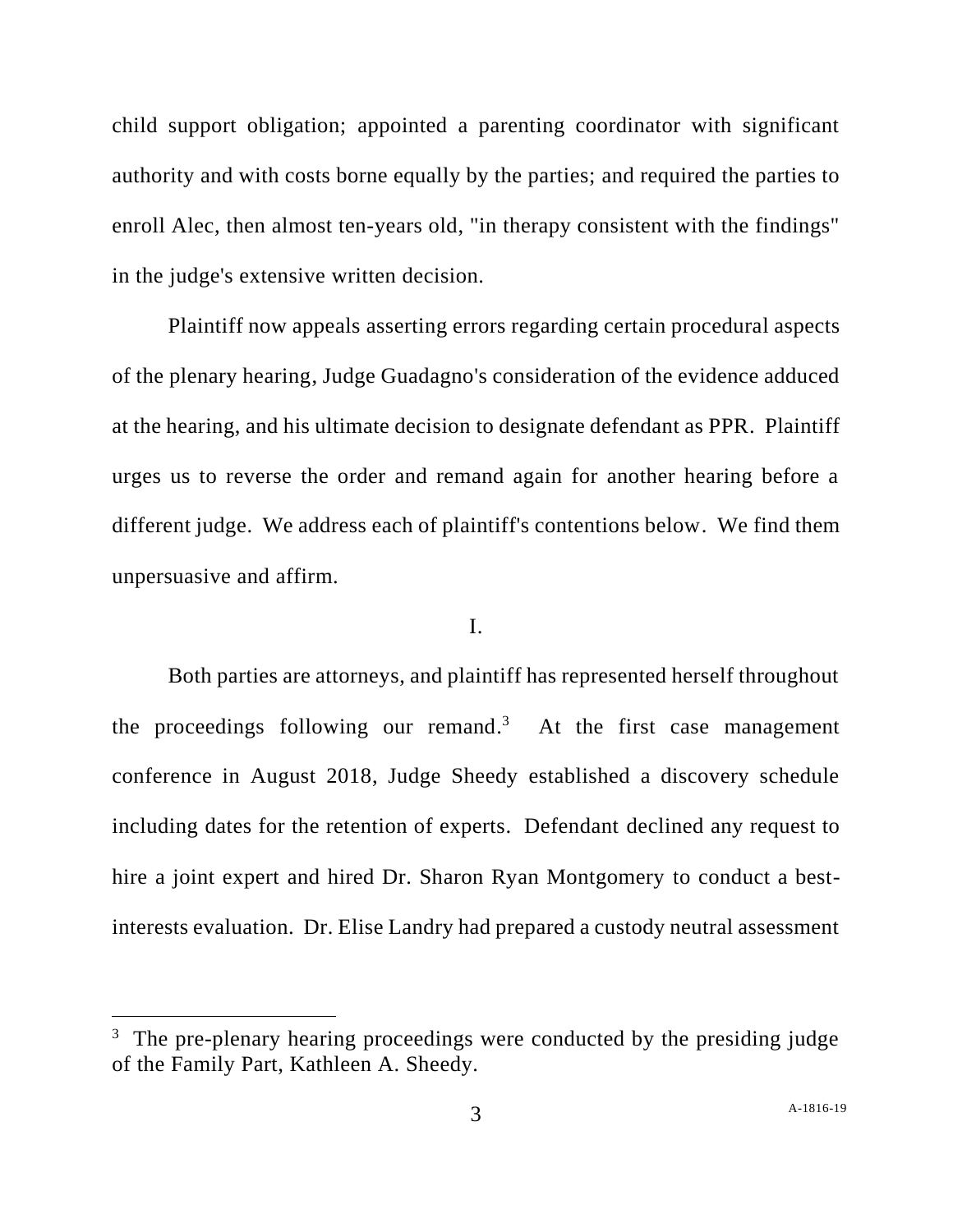child support obligation; appointed a parenting coordinator with significant authority and with costs borne equally by the parties; and required the parties to enroll Alec, then almost ten-years old, "in therapy consistent with the findings" in the judge's extensive written decision.

Plaintiff now appeals asserting errors regarding certain procedural aspects of the plenary hearing, Judge Guadagno's consideration of the evidence adduced at the hearing, and his ultimate decision to designate defendant as PPR. Plaintiff urges us to reverse the order and remand again for another hearing before a different judge. We address each of plaintiff's contentions below. We find them unpersuasive and affirm.

I.

Both parties are attorneys, and plaintiff has represented herself throughout the proceedings following our remand.[3] At the first case management conference in August 2018, Judge Sheedy established a discovery schedule including dates for the retention of experts. Defendant declined any request to hire a joint expert and hired Dr. Sharon Ryan Montgomery to conduct a best-interests evaluation. Dr. Elise Landry had prepared a custody neutral assessment

---

[3] The pre-plenary hearing proceedings were conducted by the presiding judge of the Family Part, Kathleen A. Sheedy.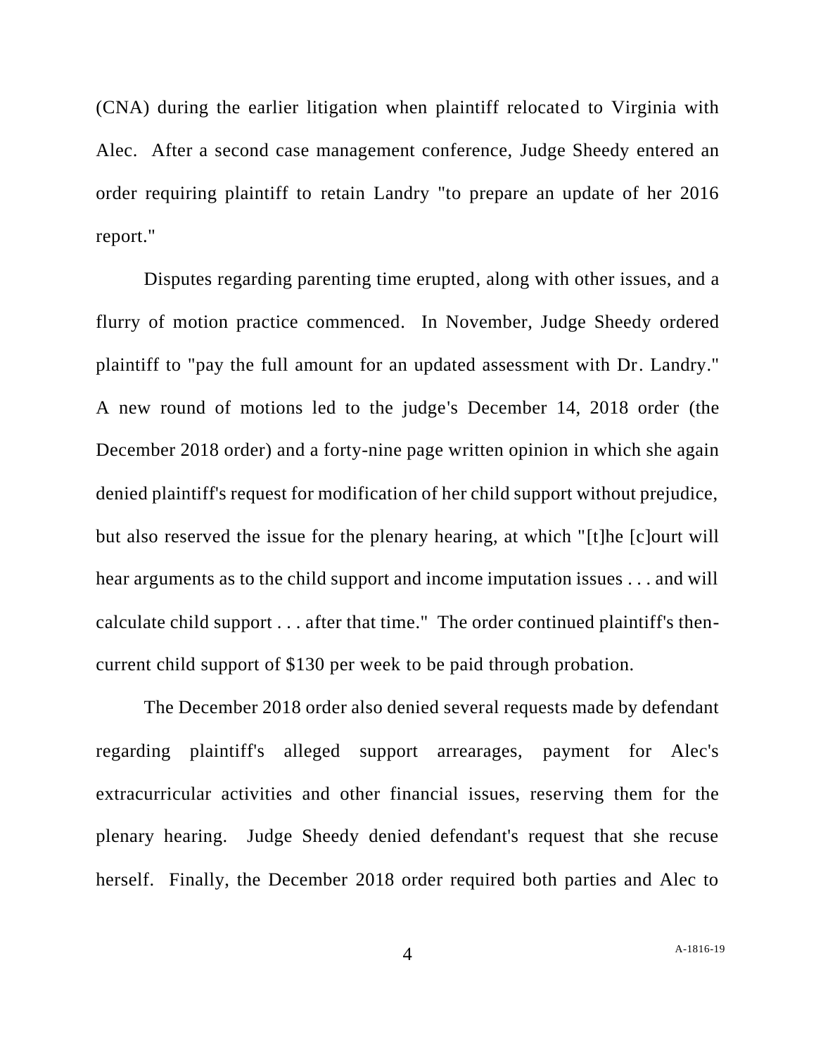(CNA) during the earlier litigation when plaintiff relocated to Virginia with Alec. After a second case management conference, Judge Sheedy entered an order requiring plaintiff to retain Landry "to prepare an update of her 2016 report."

Disputes regarding parenting time erupted, along with other issues, and a flurry of motion practice commenced. In November, Judge Sheedy ordered plaintiff to "pay the full amount for an updated assessment with Dr. Landry." A new round of motions led to the judge's December 14, 2018 order (the December 2018 order) and a forty-nine page written opinion in which she again denied plaintiff's request for modification of her child support without prejudice, but also reserved the issue for the plenary hearing, at which "[t]he [c]ourt will hear arguments as to the child support and income imputation issues . . . and will calculate child support . . . after that time." The order continued plaintiff's then-current child support of $130 per week to be paid through probation.

The December 2018 order also denied several requests made by defendant regarding plaintiff's alleged support arrearages, payment for Alec's extracurricular activities and other financial issues, reserving them for the plenary hearing. Judge Sheedy denied defendant's request that she recuse herself. Finally, the December 2018 order required both parties and Alec to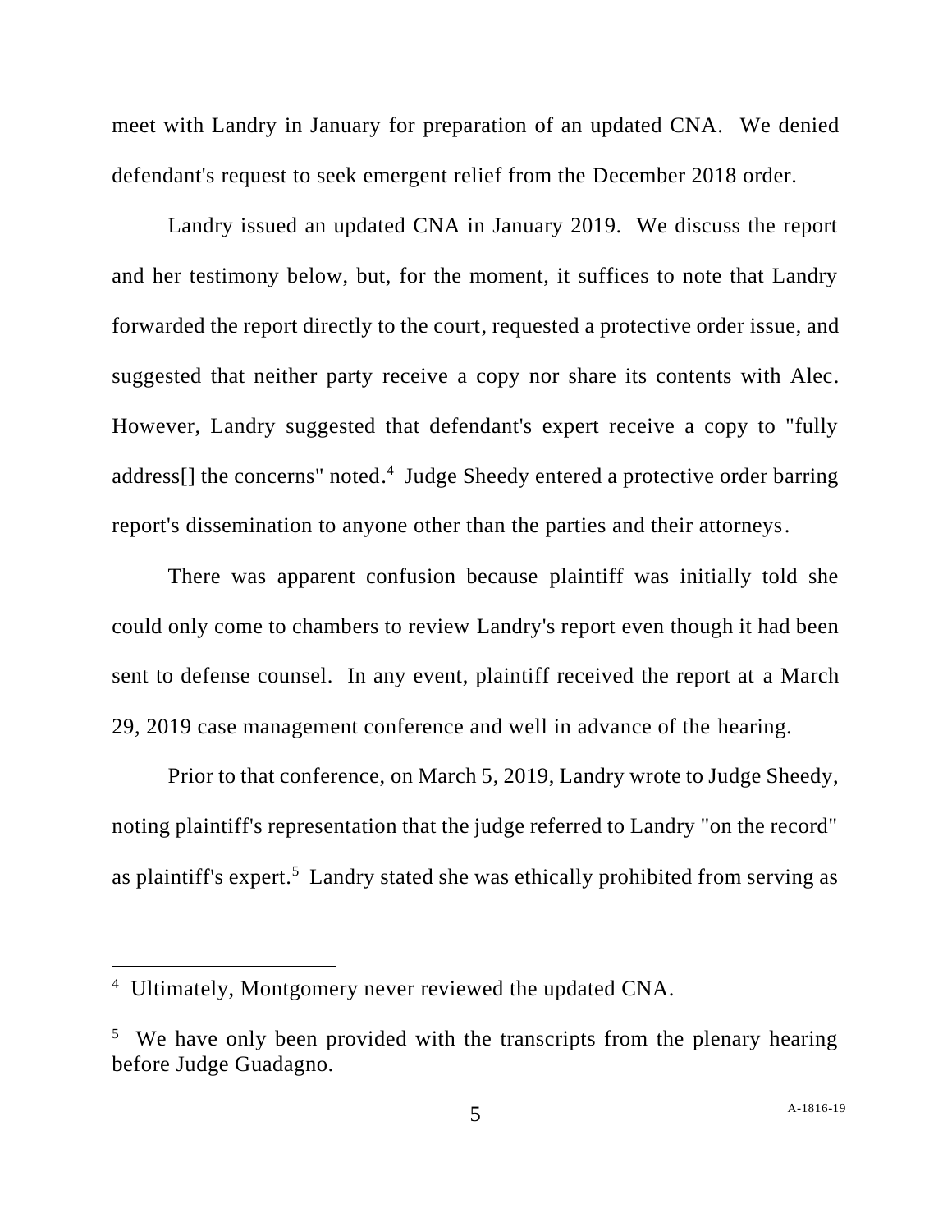meet with Landry in January for preparation of an updated CNA. We denied defendant's request to seek emergent relief from the December 2018 order.

Landry issued an updated CNA in January 2019. We discuss the report and her testimony below, but, for the moment, it suffices to note that Landry forwarded the report directly to the court, requested a protective order issue, and suggested that neither party receive a copy nor share its contents with Alec. However, Landry suggested that defendant's expert receive a copy to "fully address[] the concerns" noted.[4] Judge Sheedy entered a protective order barring report's dissemination to anyone other than the parties and their attorneys.

There was apparent confusion because plaintiff was initially told she could only come to chambers to review Landry's report even though it had been sent to defense counsel. In any event, plaintiff received the report at a March 29, 2019 case management conference and well in advance of the hearing.

Prior to that conference, on March 5, 2019, Landry wrote to Judge Sheedy, noting plaintiff's representation that the judge referred to Landry "on the record" as plaintiff's expert.[5] Landry stated she was ethically prohibited from serving as

---

[4] Ultimately, Montgomery never reviewed the updated CNA.

[5] We have only been provided with the transcripts from the plenary hearing before Judge Guadagno.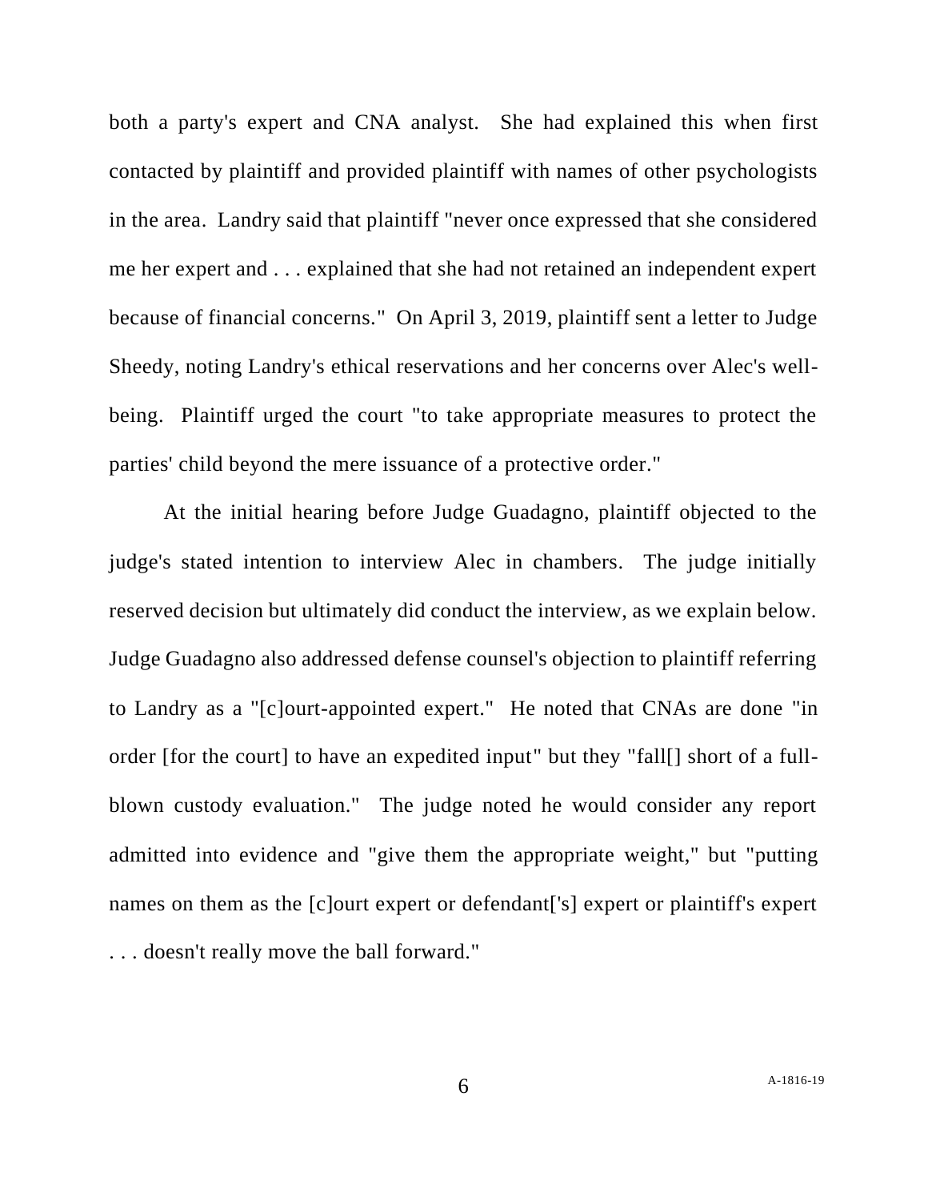both a party's expert and CNA analyst. She had explained this when first contacted by plaintiff and provided plaintiff with names of other psychologists in the area. Landry said that plaintiff "never once expressed that she considered me her expert and . . . explained that she had not retained an independent expert because of financial concerns." On April 3, 2019, plaintiff sent a letter to Judge Sheedy, noting Landry's ethical reservations and her concerns over Alec's well-being. Plaintiff urged the court "to take appropriate measures to protect the parties' child beyond the mere issuance of a protective order."

At the initial hearing before Judge Guadagno, plaintiff objected to the judge's stated intention to interview Alec in chambers. The judge initially reserved decision but ultimately did conduct the interview, as we explain below. Judge Guadagno also addressed defense counsel's objection to plaintiff referring to Landry as a "[c]ourt-appointed expert." He noted that CNAs are done "in order [for the court] to have an expedited input" but they "fall[] short of a full-blown custody evaluation." The judge noted he would consider any report admitted into evidence and "give them the appropriate weight," but "putting names on them as the [c]ourt expert or defendant['s] expert or plaintiff's expert . . . doesn't really move the ball forward."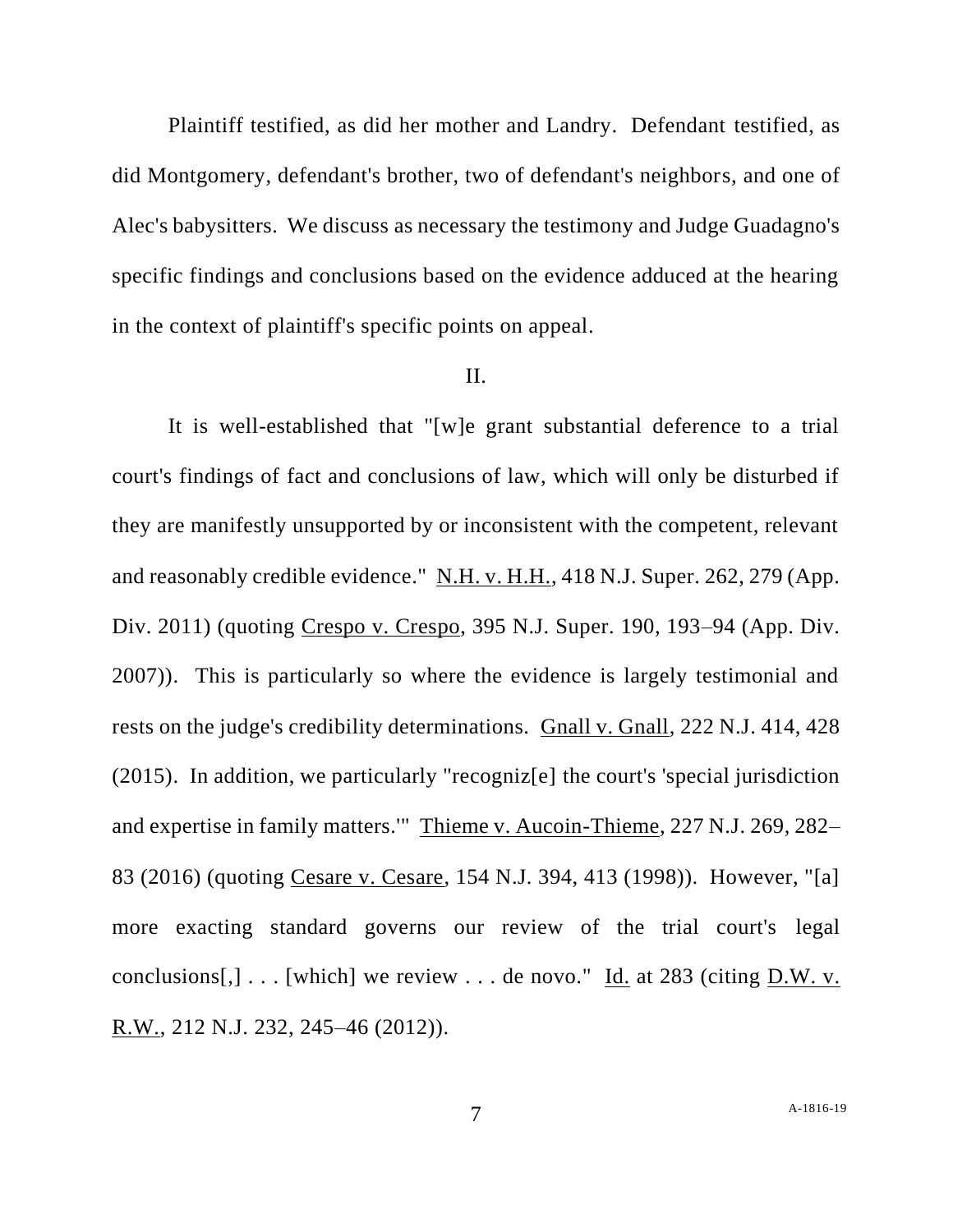Plaintiff testified, as did her mother and Landry. Defendant testified, as did Montgomery, defendant's brother, two of defendant's neighbors, and one of Alec's babysitters. We discuss as necessary the testimony and Judge Guadagno's specific findings and conclusions based on the evidence adduced at the hearing in the context of plaintiff's specific points on appeal.

II.

It is well-established that "[w]e grant substantial deference to a trial court's findings of fact and conclusions of law, which will only be disturbed if they are manifestly unsupported by or inconsistent with the competent, relevant and reasonably credible evidence." N.H. v. H.H., 418 N.J. Super. 262, 279 (App. Div. 2011) (quoting Crespo v. Crespo, 395 N.J. Super. 190, 193–94 (App. Div. 2007)). This is particularly so where the evidence is largely testimonial and rests on the judge's credibility determinations. Gnall v. Gnall, 222 N.J. 414, 428 (2015). In addition, we particularly "recogniz[e] the court's 'special jurisdiction and expertise in family matters.'" Thieme v. Aucoin-Thieme, 227 N.J. 269, 282–83 (2016) (quoting Cesare v. Cesare, 154 N.J. 394, 413 (1998)). However, "[a] more exacting standard governs our review of the trial court's legal conclusions[,] . . . [which] we review . . . de novo." Id. at 283 (citing D.W. v. R.W., 212 N.J. 232, 245–46 (2012)).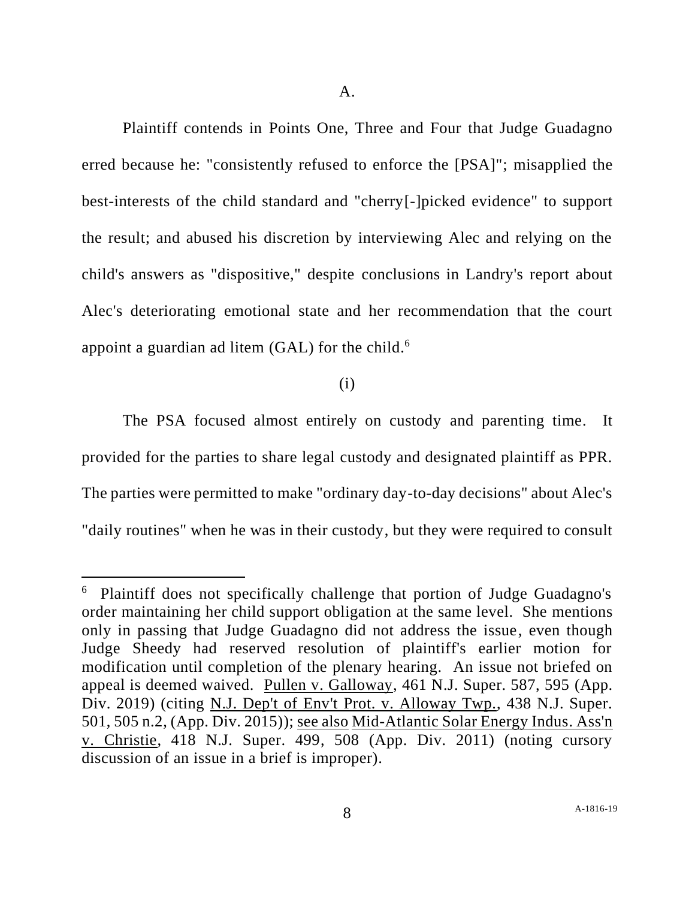A.

Plaintiff contends in Points One, Three and Four that Judge Guadagno erred because he: "consistently refused to enforce the [PSA]"; misapplied the best-interests of the child standard and "cherry[-]picked evidence" to support the result; and abused his discretion by interviewing Alec and relying on the child's answers as "dispositive," despite conclusions in Landry's report about Alec's deteriorating emotional state and her recommendation that the court appoint a guardian ad litem (GAL) for the child.[6]

(i)

The PSA focused almost entirely on custody and parenting time. It provided for the parties to share legal custody and designated plaintiff as PPR. The parties were permitted to make "ordinary day-to-day decisions" about Alec's "daily routines" when he was in their custody, but they were required to consult

---

[6] Plaintiff does not specifically challenge that portion of Judge Guadagno's order maintaining her child support obligation at the same level. She mentions only in passing that Judge Guadagno did not address the issue, even though Judge Sheedy had reserved resolution of plaintiff's earlier motion for modification until completion of the plenary hearing. An issue not briefed on appeal is deemed waived. Pullen v. Galloway, 461 N.J. Super. 587, 595 (App. Div. 2019) (citing N.J. Dep't of Env't Prot. v. Alloway Twp., 438 N.J. Super. 501, 505 n.2, (App. Div. 2015)); see also Mid-Atlantic Solar Energy Indus. Ass'n v. Christie, 418 N.J. Super. 499, 508 (App. Div. 2011) (noting cursory discussion of an issue in a brief is improper).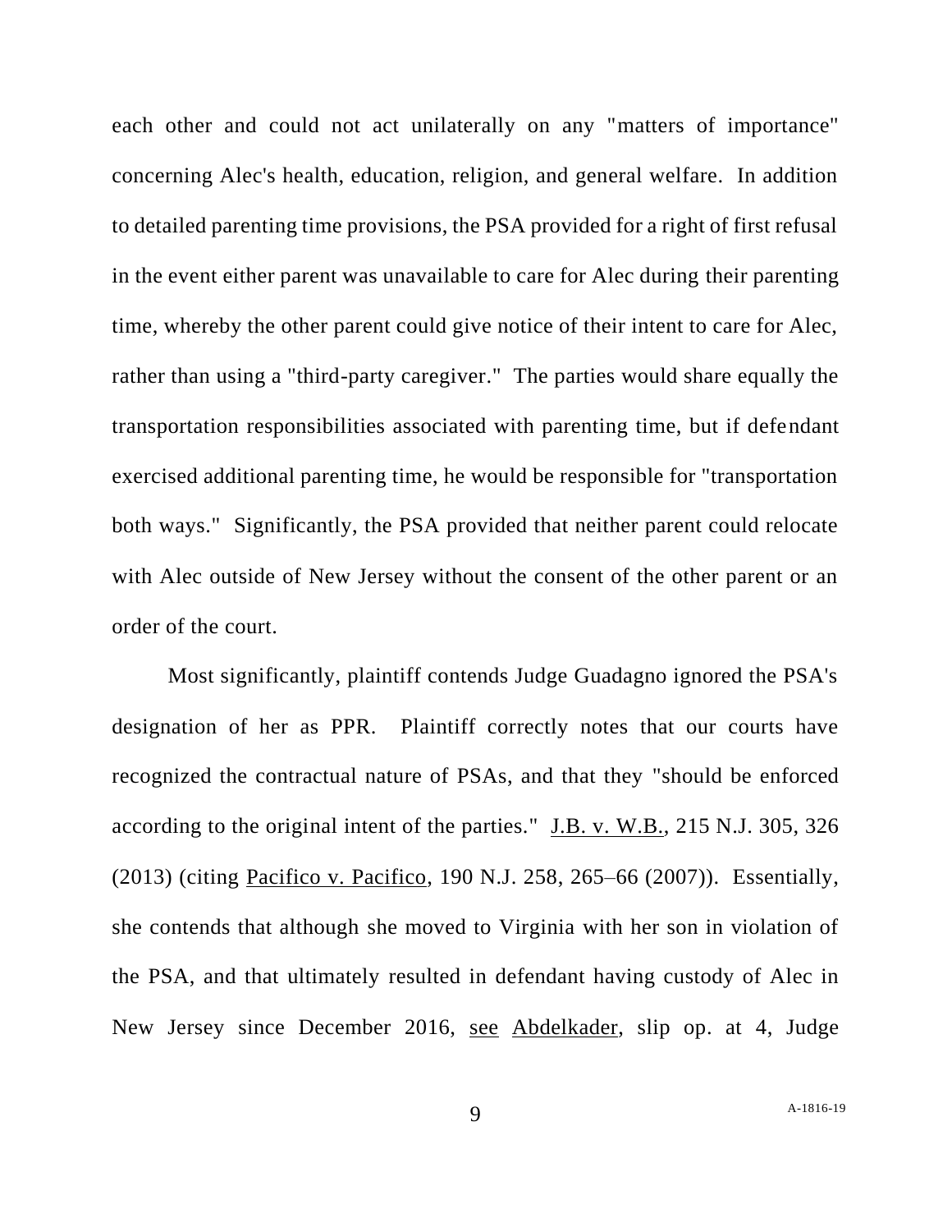each other and could not act unilaterally on any "matters of importance" concerning Alec's health, education, religion, and general welfare. In addition to detailed parenting time provisions, the PSA provided for a right of first refusal in the event either parent was unavailable to care for Alec during their parenting time, whereby the other parent could give notice of their intent to care for Alec, rather than using a "third-party caregiver." The parties would share equally the transportation responsibilities associated with parenting time, but if defendant exercised additional parenting time, he would be responsible for "transportation both ways." Significantly, the PSA provided that neither parent could relocate with Alec outside of New Jersey without the consent of the other parent or an order of the court.

Most significantly, plaintiff contends Judge Guadagno ignored the PSA's designation of her as PPR. Plaintiff correctly notes that our courts have recognized the contractual nature of PSAs, and that they "should be enforced according to the original intent of the parties." J.B. v. W.B., 215 N.J. 305, 326 (2013) (citing Pacifico v. Pacifico, 190 N.J. 258, 265–66 (2007)). Essentially, she contends that although she moved to Virginia with her son in violation of the PSA, and that ultimately resulted in defendant having custody of Alec in New Jersey since December 2016, see Abdelkader, slip op. at 4, Judge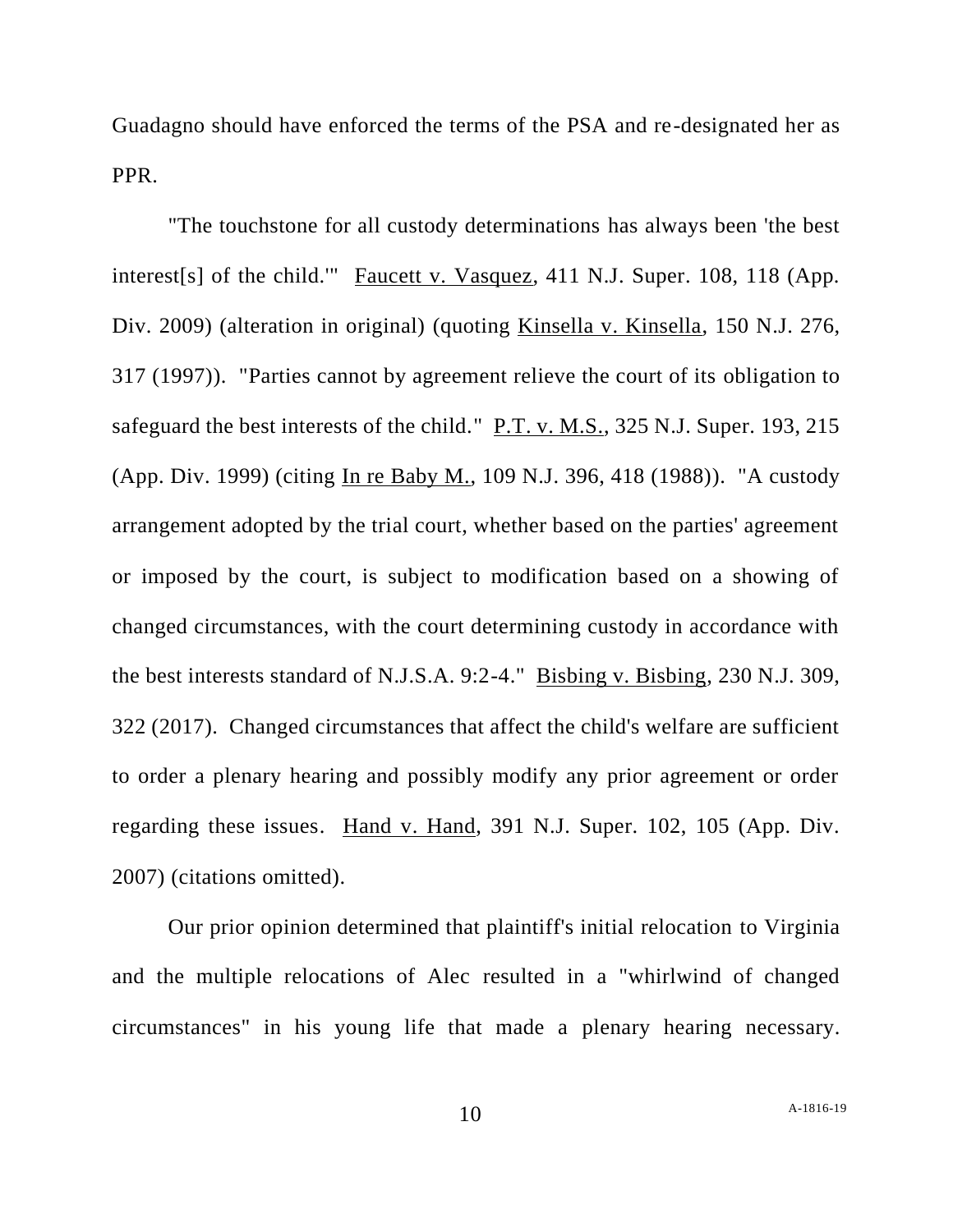Guadagno should have enforced the terms of the PSA and re-designated her as PPR.

"The touchstone for all custody determinations has always been 'the best interest[s] of the child.'" Faucett v. Vasquez, 411 N.J. Super. 108, 118 (App. Div. 2009) (alteration in original) (quoting Kinsella v. Kinsella, 150 N.J. 276, 317 (1997)). "Parties cannot by agreement relieve the court of its obligation to safeguard the best interests of the child." P.T. v. M.S., 325 N.J. Super. 193, 215 (App. Div. 1999) (citing In re Baby M., 109 N.J. 396, 418 (1988)). "A custody arrangement adopted by the trial court, whether based on the parties' agreement or imposed by the court, is subject to modification based on a showing of changed circumstances, with the court determining custody in accordance with the best interests standard of N.J.S.A. 9:2-4." Bisbing v. Bisbing, 230 N.J. 309, 322 (2017). Changed circumstances that affect the child's welfare are sufficient to order a plenary hearing and possibly modify any prior agreement or order regarding these issues. Hand v. Hand, 391 N.J. Super. 102, 105 (App. Div. 2007) (citations omitted).

Our prior opinion determined that plaintiff's initial relocation to Virginia and the multiple relocations of Alec resulted in a "whirlwind of changed circumstances" in his young life that made a plenary hearing necessary.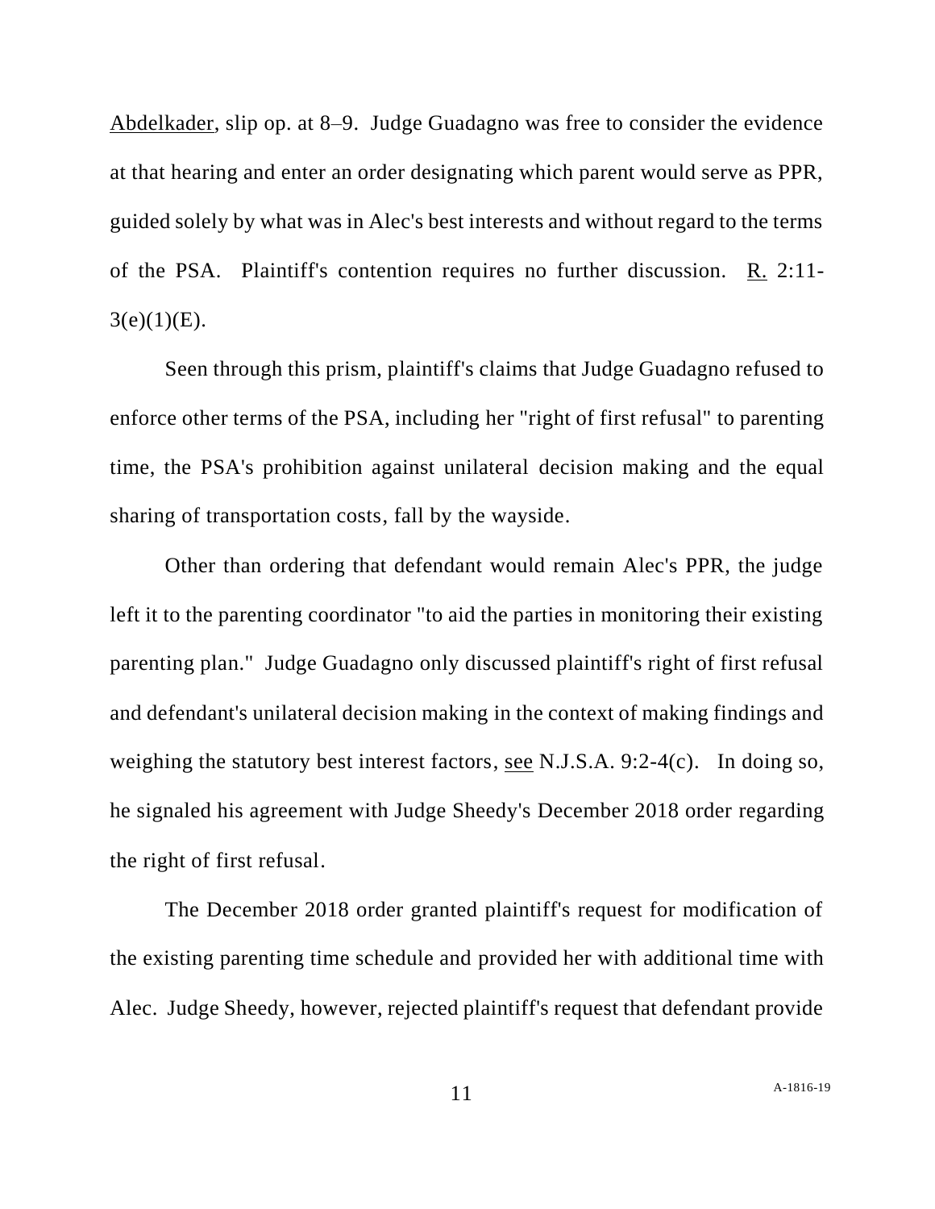Abdelkader, slip op. at 8–9. Judge Guadagno was free to consider the evidence at that hearing and enter an order designating which parent would serve as PPR, guided solely by what was in Alec's best interests and without regard to the terms of the PSA. Plaintiff's contention requires no further discussion. R. 2:11-3(e)(1)(E).

Seen through this prism, plaintiff's claims that Judge Guadagno refused to enforce other terms of the PSA, including her "right of first refusal" to parenting time, the PSA's prohibition against unilateral decision making and the equal sharing of transportation costs, fall by the wayside.

Other than ordering that defendant would remain Alec's PPR, the judge left it to the parenting coordinator "to aid the parties in monitoring their existing parenting plan." Judge Guadagno only discussed plaintiff's right of first refusal and defendant's unilateral decision making in the context of making findings and weighing the statutory best interest factors, see N.J.S.A. 9:2-4(c). In doing so, he signaled his agreement with Judge Sheedy's December 2018 order regarding the right of first refusal.

The December 2018 order granted plaintiff's request for modification of the existing parenting time schedule and provided her with additional time with Alec. Judge Sheedy, however, rejected plaintiff's request that defendant provide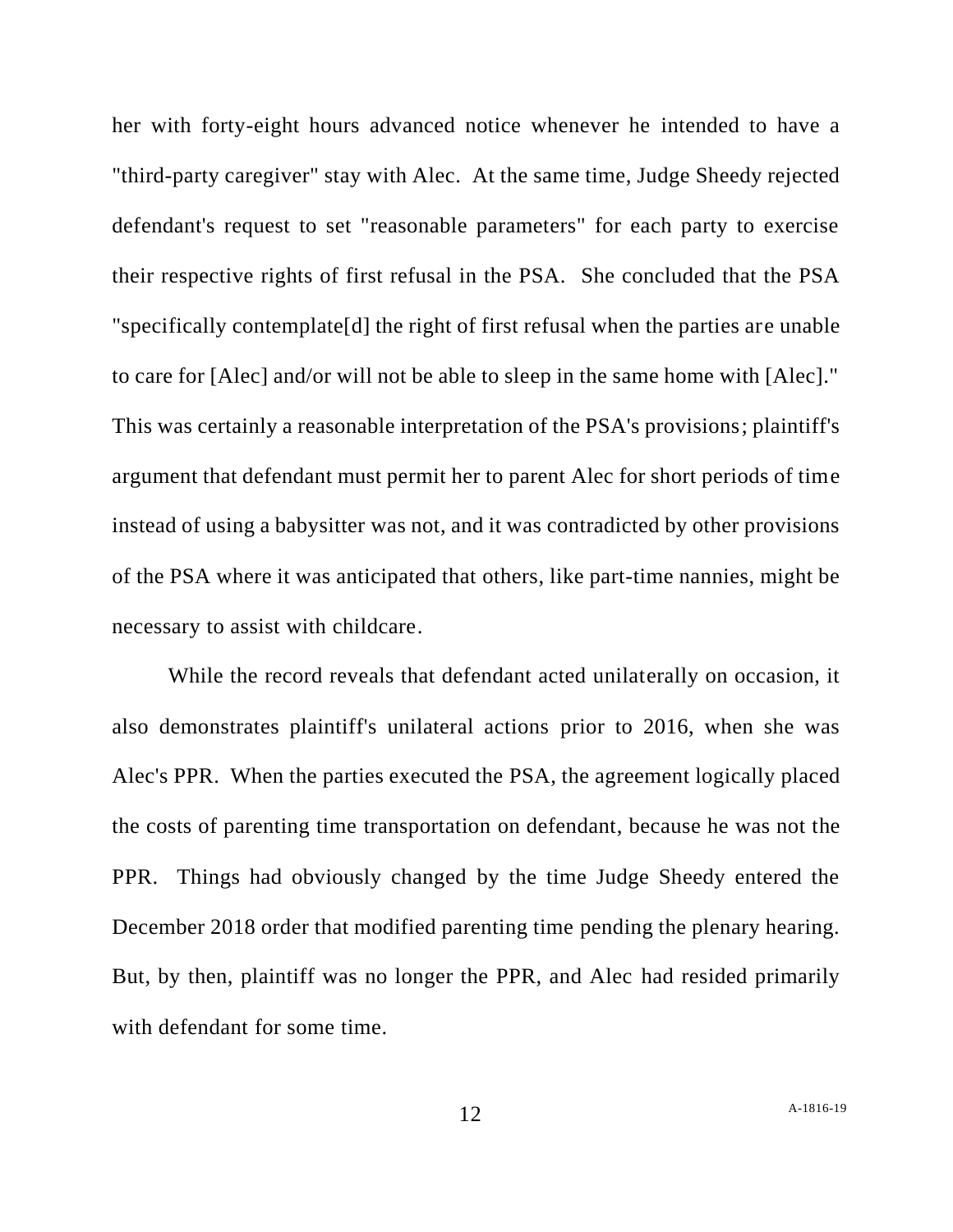her with forty-eight hours advanced notice whenever he intended to have a "third-party caregiver" stay with Alec. At the same time, Judge Sheedy rejected defendant's request to set "reasonable parameters" for each party to exercise their respective rights of first refusal in the PSA. She concluded that the PSA "specifically contemplate[d] the right of first refusal when the parties are unable to care for [Alec] and/or will not be able to sleep in the same home with [Alec]." This was certainly a reasonable interpretation of the PSA's provisions; plaintiff's argument that defendant must permit her to parent Alec for short periods of time instead of using a babysitter was not, and it was contradicted by other provisions of the PSA where it was anticipated that others, like part-time nannies, might be necessary to assist with childcare.

While the record reveals that defendant acted unilaterally on occasion, it also demonstrates plaintiff's unilateral actions prior to 2016, when she was Alec's PPR. When the parties executed the PSA, the agreement logically placed the costs of parenting time transportation on defendant, because he was not the PPR. Things had obviously changed by the time Judge Sheedy entered the December 2018 order that modified parenting time pending the plenary hearing. But, by then, plaintiff was no longer the PPR, and Alec had resided primarily with defendant for some time.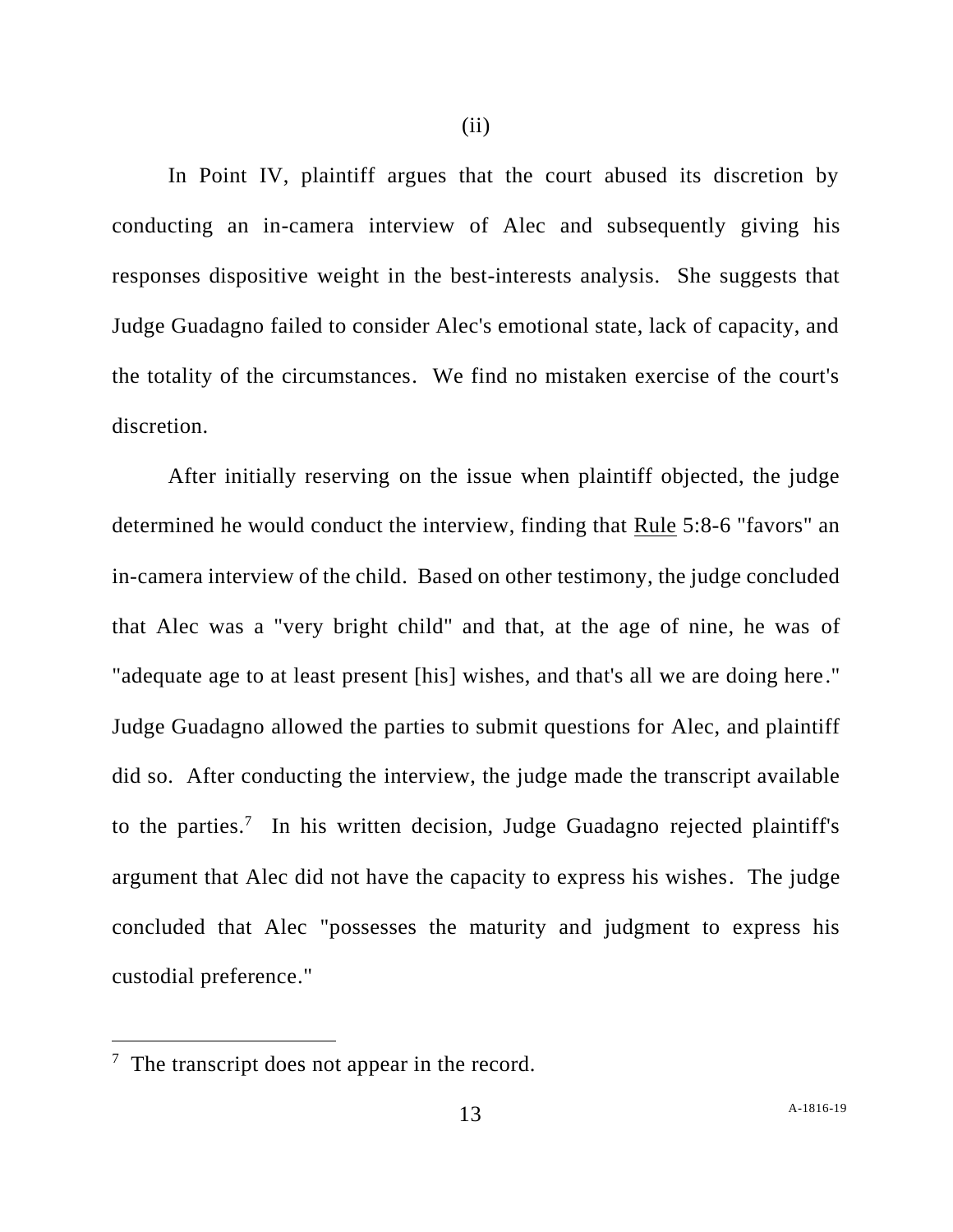(ii)

In Point IV, plaintiff argues that the court abused its discretion by conducting an in-camera interview of Alec and subsequently giving his responses dispositive weight in the best-interests analysis. She suggests that Judge Guadagno failed to consider Alec's emotional state, lack of capacity, and the totality of the circumstances. We find no mistaken exercise of the court's discretion.

After initially reserving on the issue when plaintiff objected, the judge determined he would conduct the interview, finding that Rule 5:8-6 "favors" an in-camera interview of the child. Based on other testimony, the judge concluded that Alec was a "very bright child" and that, at the age of nine, he was of "adequate age to at least present [his] wishes, and that's all we are doing here." Judge Guadagno allowed the parties to submit questions for Alec, and plaintiff did so. After conducting the interview, the judge made the transcript available to the parties.[7] In his written decision, Judge Guadagno rejected plaintiff's argument that Alec did not have the capacity to express his wishes. The judge concluded that Alec "possesses the maturity and judgment to express his custodial preference."

---

[7] The transcript does not appear in the record.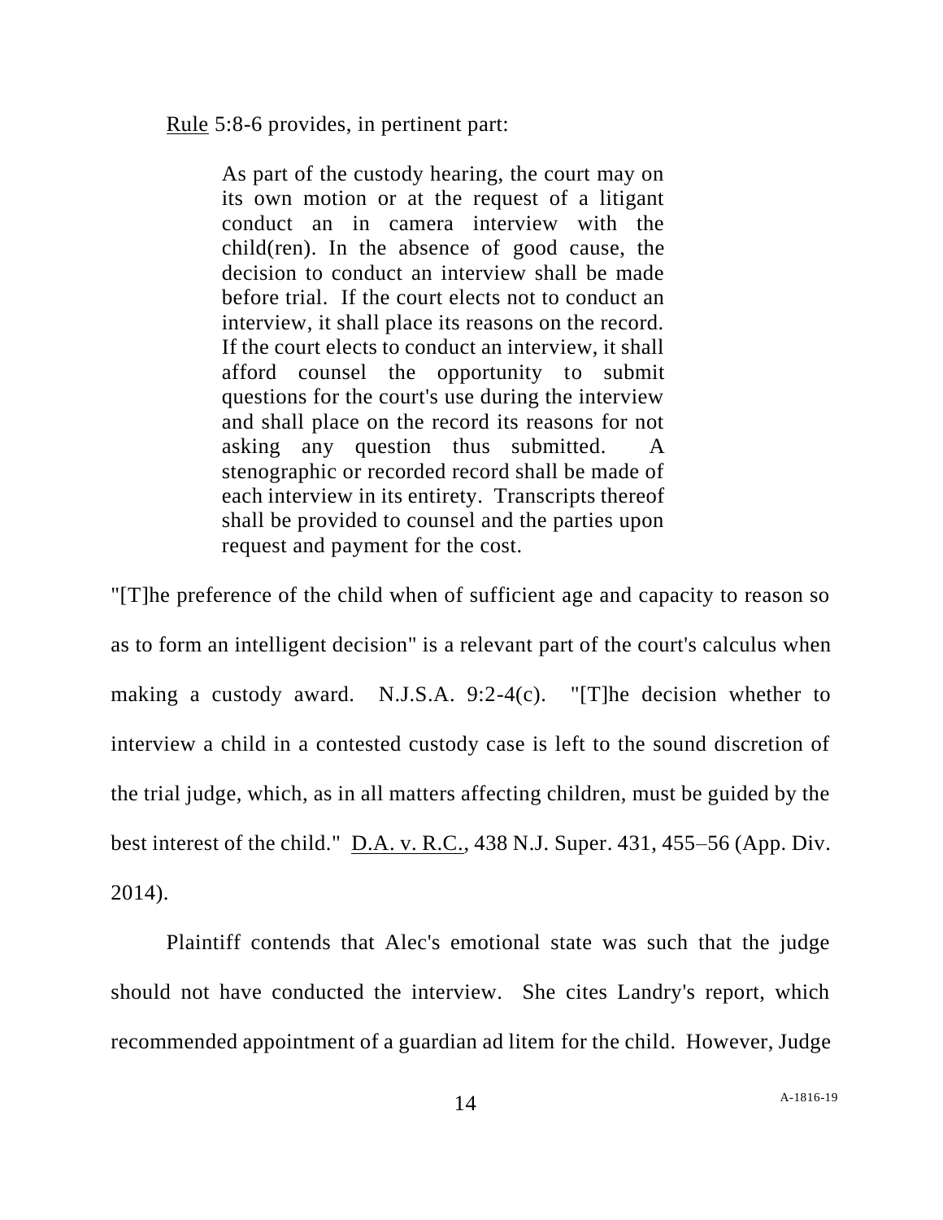Rule 5:8-6 provides, in pertinent part:

> As part of the custody hearing, the court may on its own motion or at the request of a litigant conduct an in camera interview with the child(ren). In the absence of good cause, the decision to conduct an interview shall be made before trial. If the court elects not to conduct an interview, it shall place its reasons on the record. If the court elects to conduct an interview, it shall afford counsel the opportunity to submit questions for the court's use during the interview and shall place on the record its reasons for not asking any question thus submitted. A stenographic or recorded record shall be made of each interview in its entirety. Transcripts thereof shall be provided to counsel and the parties upon request and payment for the cost.

"[T]he preference of the child when of sufficient age and capacity to reason so as to form an intelligent decision" is a relevant part of the court's calculus when making a custody award. N.J.S.A. 9:2-4(c). "[T]he decision whether to interview a child in a contested custody case is left to the sound discretion of the trial judge, which, as in all matters affecting children, must be guided by the best interest of the child." D.A. v. R.C., 438 N.J. Super. 431, 455–56 (App. Div. 2014).

Plaintiff contends that Alec's emotional state was such that the judge should not have conducted the interview. She cites Landry's report, which recommended appointment of a guardian ad litem for the child. However, Judge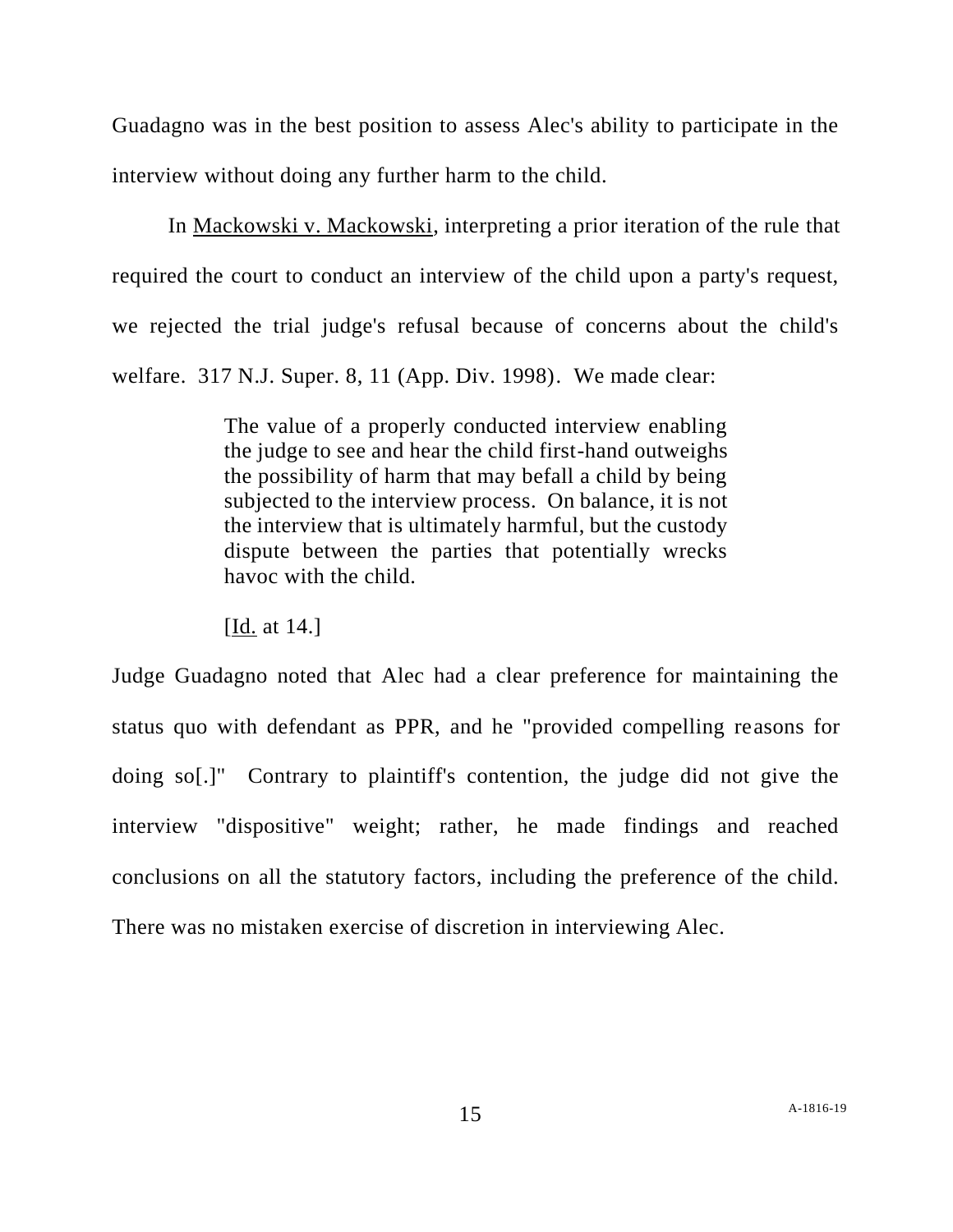Guadagno was in the best position to assess Alec's ability to participate in the interview without doing any further harm to the child.

In Mackowski v. Mackowski, interpreting a prior iteration of the rule that required the court to conduct an interview of the child upon a party's request, we rejected the trial judge's refusal because of concerns about the child's welfare. 317 N.J. Super. 8, 11 (App. Div. 1998). We made clear:

> The value of a properly conducted interview enabling the judge to see and hear the child first-hand outweighs the possibility of harm that may befall a child by being subjected to the interview process. On balance, it is not the interview that is ultimately harmful, but the custody dispute between the parties that potentially wrecks havoc with the child.
>
> [Id. at 14.]

Judge Guadagno noted that Alec had a clear preference for maintaining the status quo with defendant as PPR, and he "provided compelling reasons for doing so[.]" Contrary to plaintiff's contention, the judge did not give the interview "dispositive" weight; rather, he made findings and reached conclusions on all the statutory factors, including the preference of the child. There was no mistaken exercise of discretion in interviewing Alec.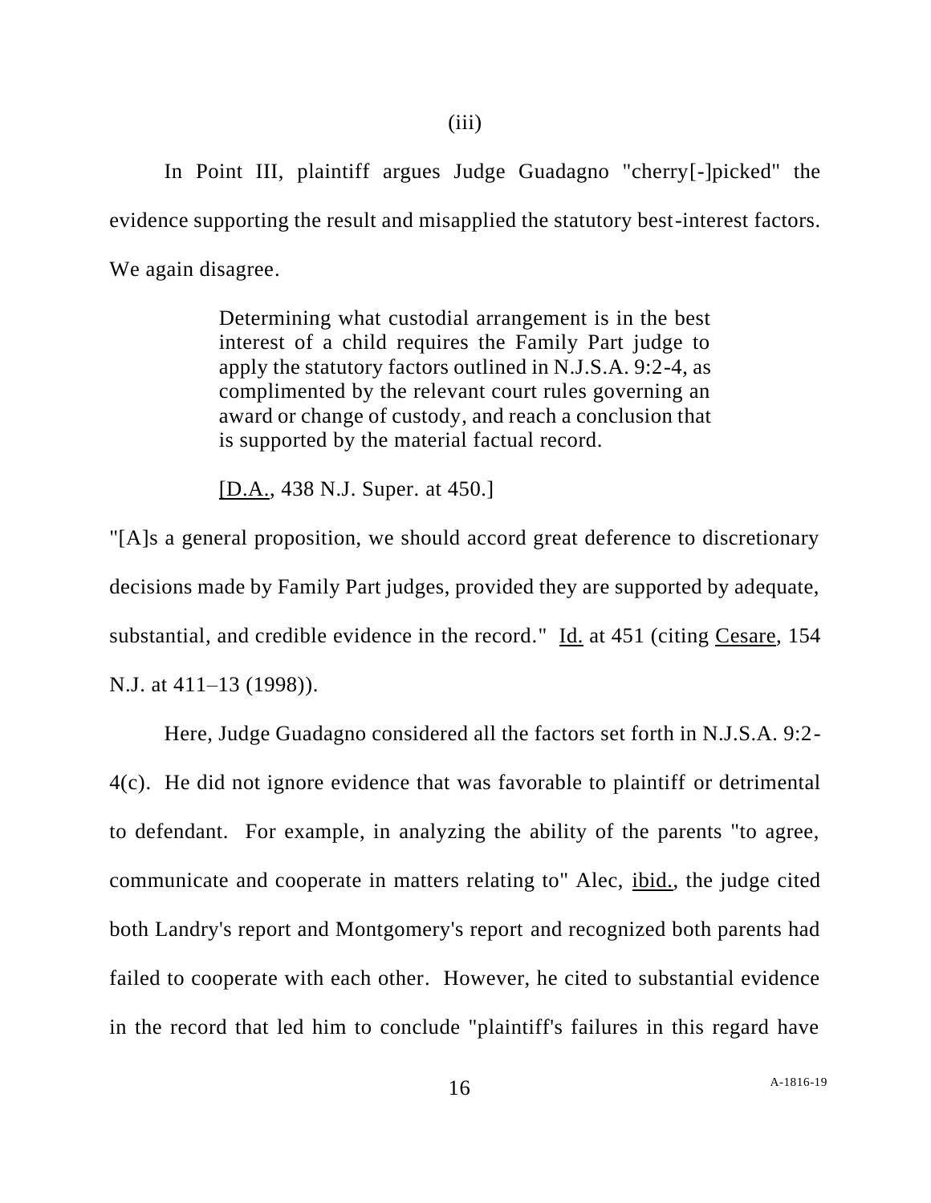(iii)

In Point III, plaintiff argues Judge Guadagno "cherry[-]picked" the evidence supporting the result and misapplied the statutory best-interest factors. We again disagree.

> Determining what custodial arrangement is in the best interest of a child requires the Family Part judge to apply the statutory factors outlined in N.J.S.A. 9:2-4, as complimented by the relevant court rules governing an award or change of custody, and reach a conclusion that is supported by the material factual record.
>
> [D.A., 438 N.J. Super. at 450.]

"[A]s a general proposition, we should accord great deference to discretionary decisions made by Family Part judges, provided they are supported by adequate, substantial, and credible evidence in the record." Id. at 451 (citing Cesare, 154 N.J. at 411–13 (1998)).

Here, Judge Guadagno considered all the factors set forth in N.J.S.A. 9:2-4(c). He did not ignore evidence that was favorable to plaintiff or detrimental to defendant. For example, in analyzing the ability of the parents "to agree, communicate and cooperate in matters relating to" Alec, ibid., the judge cited both Landry's report and Montgomery's report and recognized both parents had failed to cooperate with each other. However, he cited to substantial evidence in the record that led him to conclude "plaintiff's failures in this regard have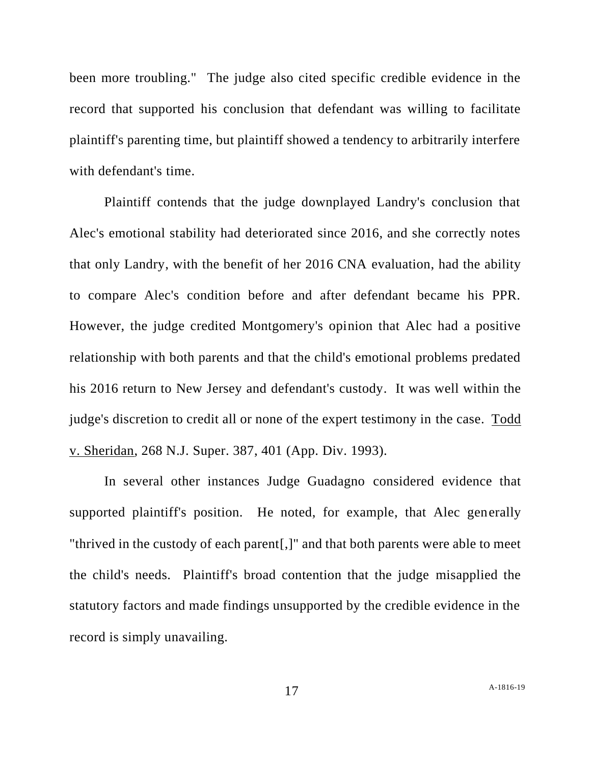been more troubling." The judge also cited specific credible evidence in the record that supported his conclusion that defendant was willing to facilitate plaintiff's parenting time, but plaintiff showed a tendency to arbitrarily interfere with defendant's time.

Plaintiff contends that the judge downplayed Landry's conclusion that Alec's emotional stability had deteriorated since 2016, and she correctly notes that only Landry, with the benefit of her 2016 CNA evaluation, had the ability to compare Alec's condition before and after defendant became his PPR. However, the judge credited Montgomery's opinion that Alec had a positive relationship with both parents and that the child's emotional problems predated his 2016 return to New Jersey and defendant's custody. It was well within the judge's discretion to credit all or none of the expert testimony in the case. Todd v. Sheridan, 268 N.J. Super. 387, 401 (App. Div. 1993).

In several other instances Judge Guadagno considered evidence that supported plaintiff's position. He noted, for example, that Alec generally "thrived in the custody of each parent[,]" and that both parents were able to meet the child's needs. Plaintiff's broad contention that the judge misapplied the statutory factors and made findings unsupported by the credible evidence in the record is simply unavailing.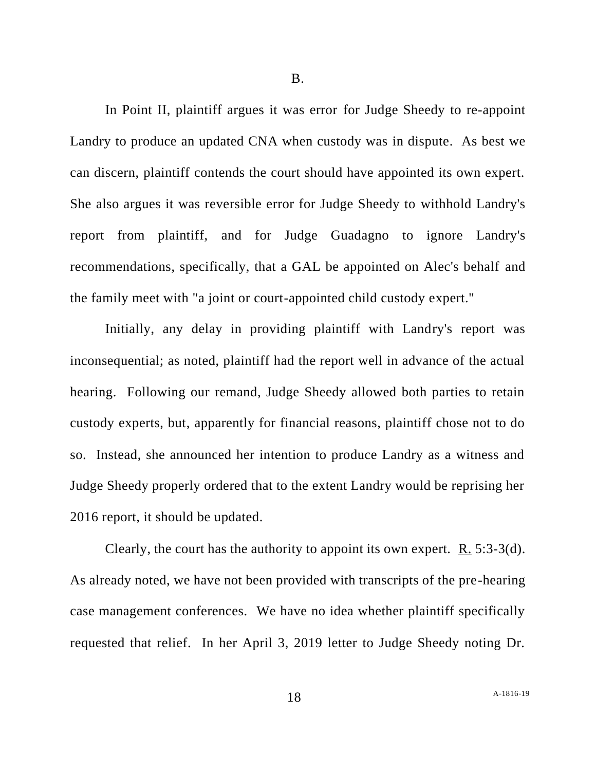B.

In Point II, plaintiff argues it was error for Judge Sheedy to re-appoint Landry to produce an updated CNA when custody was in dispute. As best we can discern, plaintiff contends the court should have appointed its own expert. She also argues it was reversible error for Judge Sheedy to withhold Landry's report from plaintiff, and for Judge Guadagno to ignore Landry's recommendations, specifically, that a GAL be appointed on Alec's behalf and the family meet with "a joint or court-appointed child custody expert."

Initially, any delay in providing plaintiff with Landry's report was inconsequential; as noted, plaintiff had the report well in advance of the actual hearing. Following our remand, Judge Sheedy allowed both parties to retain custody experts, but, apparently for financial reasons, plaintiff chose not to do so. Instead, she announced her intention to produce Landry as a witness and Judge Sheedy properly ordered that to the extent Landry would be reprising her 2016 report, it should be updated.

Clearly, the court has the authority to appoint its own expert. R. 5:3-3(d). As already noted, we have not been provided with transcripts of the pre-hearing case management conferences. We have no idea whether plaintiff specifically requested that relief. In her April 3, 2019 letter to Judge Sheedy noting Dr.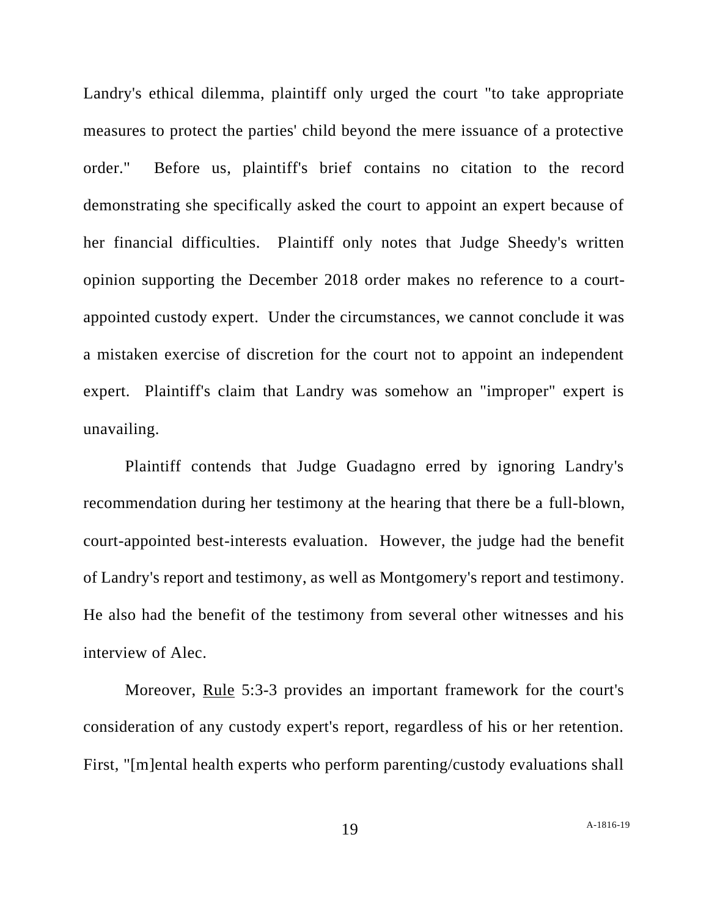Landry's ethical dilemma, plaintiff only urged the court "to take appropriate measures to protect the parties' child beyond the mere issuance of a protective order." Before us, plaintiff's brief contains no citation to the record demonstrating she specifically asked the court to appoint an expert because of her financial difficulties. Plaintiff only notes that Judge Sheedy's written opinion supporting the December 2018 order makes no reference to a court-appointed custody expert. Under the circumstances, we cannot conclude it was a mistaken exercise of discretion for the court not to appoint an independent expert. Plaintiff's claim that Landry was somehow an "improper" expert is unavailing.

Plaintiff contends that Judge Guadagno erred by ignoring Landry's recommendation during her testimony at the hearing that there be a full-blown, court-appointed best-interests evaluation. However, the judge had the benefit of Landry's report and testimony, as well as Montgomery's report and testimony. He also had the benefit of the testimony from several other witnesses and his interview of Alec.

Moreover, Rule 5:3-3 provides an important framework for the court's consideration of any custody expert's report, regardless of his or her retention. First, "[m]ental health experts who perform parenting/custody evaluations shall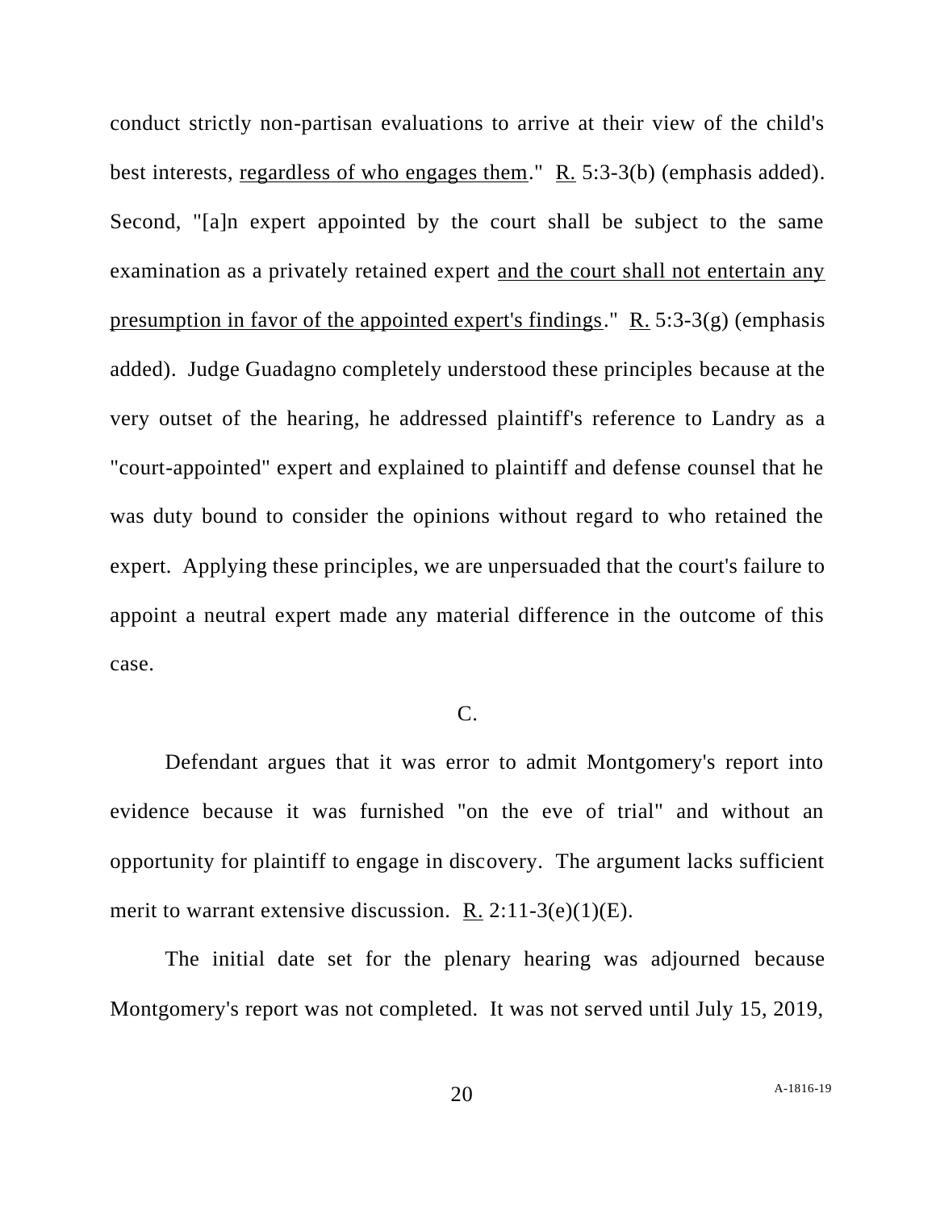conduct strictly non-partisan evaluations to arrive at their view of the child's best interests, <u>regardless of who engages them</u>." <u>R.</u> 5:3-3(b) (emphasis added). Second, "[a]n expert appointed by the court shall be subject to the same examination as a privately retained expert <u>and the court shall not entertain any presumption in favor of the appointed expert's findings</u>." <u>R.</u> 5:3-3(g) (emphasis added). Judge Guadagno completely understood these principles because at the very outset of the hearing, he addressed plaintiff's reference to Landry as a "court-appointed" expert and explained to plaintiff and defense counsel that he was duty bound to consider the opinions without regard to who retained the expert. Applying these principles, we are unpersuaded that the court's failure to appoint a neutral expert made any material difference in the outcome of this case.

C.

Defendant argues that it was error to admit Montgomery's report into evidence because it was furnished "on the eve of trial" and without an opportunity for plaintiff to engage in discovery. The argument lacks sufficient merit to warrant extensive discussion. <u>R.</u> 2:11-3(e)(1)(E).

The initial date set for the plenary hearing was adjourned because Montgomery's report was not completed. It was not served until July 15, 2019,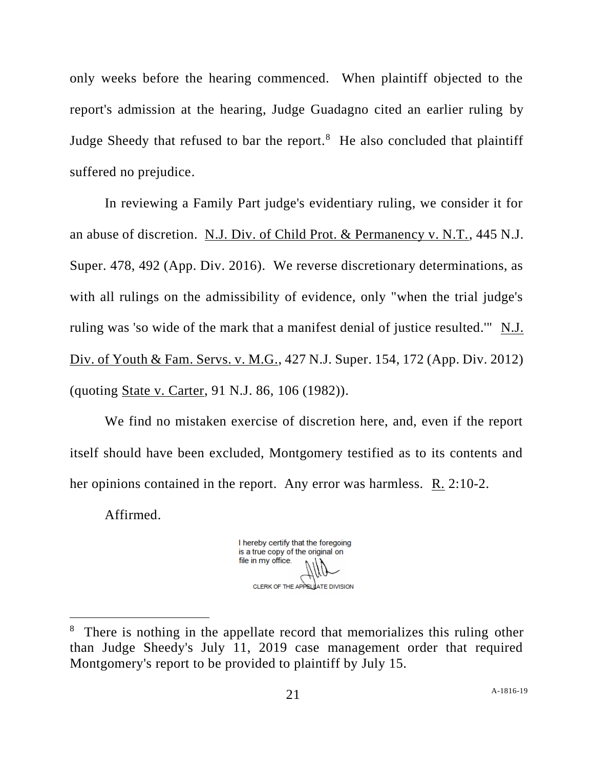only weeks before the hearing commenced. When plaintiff objected to the report's admission at the hearing, Judge Guadagno cited an earlier ruling by Judge Sheedy that refused to bar the report.[8] He also concluded that plaintiff suffered no prejudice.

In reviewing a Family Part judge's evidentiary ruling, we consider it for an abuse of discretion. N.J. Div. of Child Prot. & Permanency v. N.T., 445 N.J. Super. 478, 492 (App. Div. 2016). We reverse discretionary determinations, as with all rulings on the admissibility of evidence, only "when the trial judge's ruling was 'so wide of the mark that a manifest denial of justice resulted.'" N.J. Div. of Youth & Fam. Servs. v. M.G., 427 N.J. Super. 154, 172 (App. Div. 2012) (quoting State v. Carter, 91 N.J. 86, 106 (1982)).

We find no mistaken exercise of discretion here, and, even if the report itself should have been excluded, Montgomery testified as to its contents and her opinions contained in the report. Any error was harmless. R. 2:10-2.

Affirmed.

I hereby certify that the foregoing is a true copy of the original on file in my office.

CLERK OF THE APPELLATE DIVISION

---

[8] There is nothing in the appellate record that memorializes this ruling other than Judge Sheedy's July 11, 2019 case management order that required Montgomery's report to be provided to plaintiff by July 15.